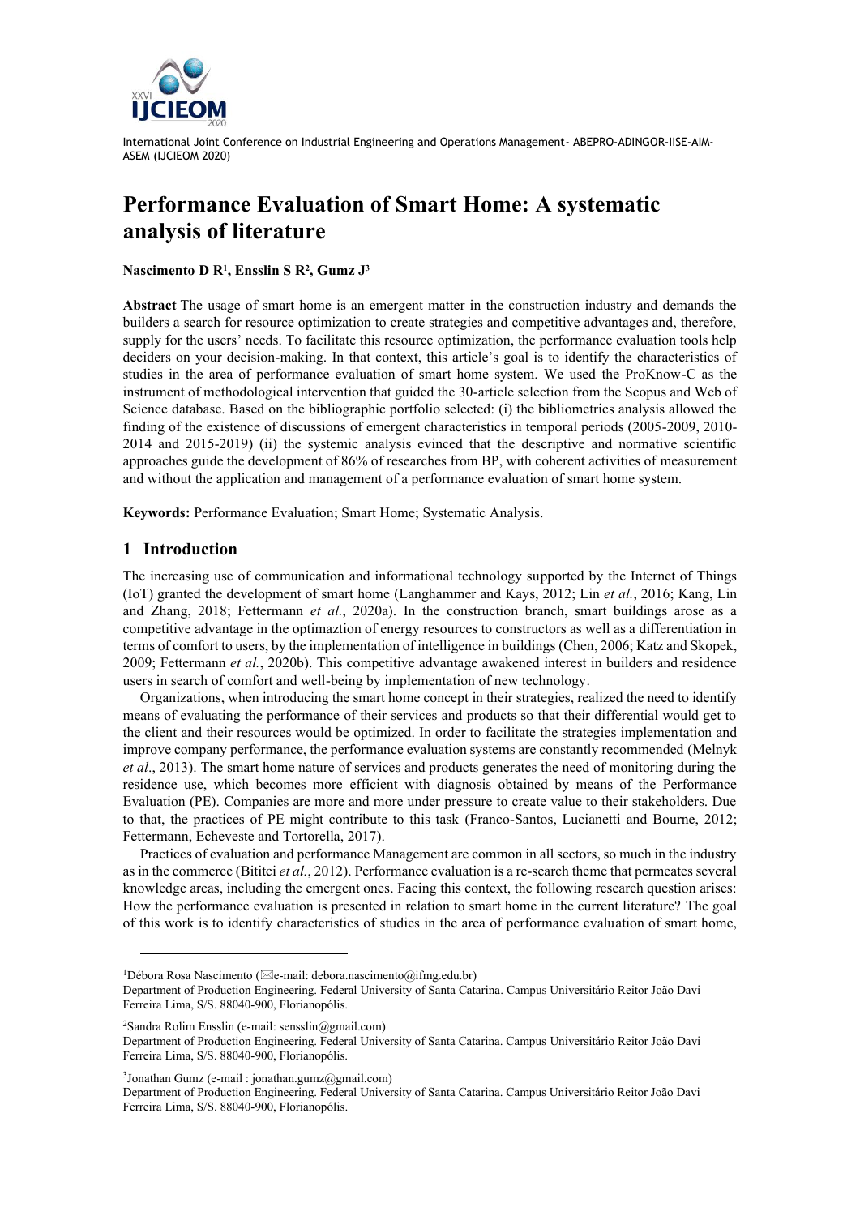International Joint Conference on Industrial Engineering and Operations Management- ABEPRO-ADINGOR-IISE-AIM-ASEM (IJCIEOM 2020)

# Performance Evaluation of Smart Home: A systematic analysis of literature

**Nascimento D R[1], Ensslin S R[2], Gumz J[3]**

**Abstract** The usage of smart home is an emergent matter in the construction industry and demands the builders a search for resource optimization to create strategies and competitive advantages and, therefore, supply for the users' needs. To facilitate this resource optimization, the performance evaluation tools help deciders on your decision-making. In that context, this article's goal is to identify the characteristics of studies in the area of performance evaluation of smart home system. We used the ProKnow-C as the instrument of methodological intervention that guided the 30-article selection from the Scopus and Web of Science database. Based on the bibliographic portfolio selected: (i) the bibliometrics analysis allowed the finding of the existence of discussions of emergent characteristics in temporal periods (2005-2009, 2010-2014 and 2015-2019) (ii) the systemic analysis evinced that the descriptive and normative scientific approaches guide the development of 86% of researches from BP, with coherent activities of measurement and without the application and management of a performance evaluation of smart home system.

**Keywords:** Performance Evaluation; Smart Home; Systematic Analysis.

## 1 Introduction

The increasing use of communication and informational technology supported by the Internet of Things (IoT) granted the development of smart home (Langhammer and Kays, 2012; Lin *et al.*, 2016; Kang, Lin and Zhang, 2018; Fettermann *et al.*, 2020a). In the construction branch, smart buildings arose as a competitive advantage in the optimaztion of energy resources to constructors as well as a differentiation in terms of comfort to users, by the implementation of intelligence in buildings (Chen, 2006; Katz and Skopek, 2009; Fettermann *et al.*, 2020b). This competitive advantage awakened interest in builders and residence users in search of comfort and well-being by implementation of new technology.

Organizations, when introducing the smart home concept in their strategies, realized the need to identify means of evaluating the performance of their services and products so that their differential would get to the client and their resources would be optimized. In order to facilitate the strategies implementation and improve company performance, the performance evaluation systems are constantly recommended (Melnyk *et al*., 2013). The smart home nature of services and products generates the need of monitoring during the residence use, which becomes more efficient with diagnosis obtained by means of the Performance Evaluation (PE). Companies are more and more under pressure to create value to their stakeholders. Due to that, the practices of PE might contribute to this task (Franco-Santos, Lucianetti and Bourne, 2012; Fettermann, Echeveste and Tortorella, 2017).

Practices of evaluation and performance Management are common in all sectors, so much in the industry as in the commerce (Bititci *et al.*, 2012). Performance evaluation is a re-search theme that permeates several knowledge areas, including the emergent ones. Facing this context, the following research question arises: How the performance evaluation is presented in relation to smart home in the current literature? The goal of this work is to identify characteristics of studies in the area of performance evaluation of smart home,

---

[1]Débora Rosa Nascimento (e-mail: debora.nascimento@ifmg.edu.br)
Department of Production Engineering. Federal University of Santa Catarina. Campus Universitário Reitor João Davi Ferreira Lima, S/S. 88040-900, Florianopólis.

[2]Sandra Rolim Ensslin (e-mail: sensslin@gmail.com)
Department of Production Engineering. Federal University of Santa Catarina. Campus Universitário Reitor João Davi Ferreira Lima, S/S. 88040-900, Florianopólis.

[3]Jonathan Gumz (e-mail : jonathan.gumz@gmail.com)
Department of Production Engineering. Federal University of Santa Catarina. Campus Universitário Reitor João Davi Ferreira Lima, S/S. 88040-900, Florianopólis.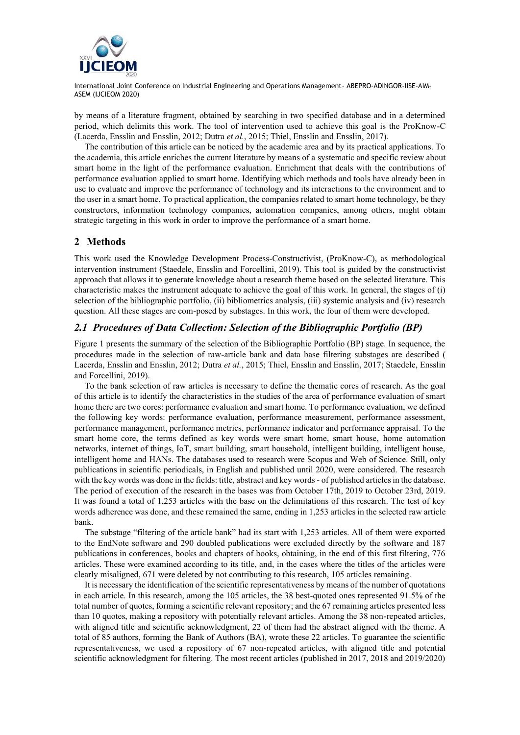by means of a literature fragment, obtained by searching in two specified database and in a determined period, which delimits this work. The tool of intervention used to achieve this goal is the ProKnow-C (Lacerda, Ensslin and Ensslin, 2012; Dutra *et al.*, 2015; Thiel, Ensslin and Ensslin, 2017).

The contribution of this article can be noticed by the academic area and by its practical applications. To the academia, this article enriches the current literature by means of a systematic and specific review about smart home in the light of the performance evaluation. Enrichment that deals with the contributions of performance evaluation applied to smart home. Identifying which methods and tools have already been in use to evaluate and improve the performance of technology and its interactions to the environment and to the user in a smart home. To practical application, the companies related to smart home technology, be they constructors, information technology companies, automation companies, among others, might obtain strategic targeting in this work in order to improve the performance of a smart home.

## 2 Methods

This work used the Knowledge Development Process-Constructivist, (ProKnow-C), as methodological intervention instrument (Staedele, Ensslin and Forcellini, 2019). This tool is guided by the constructivist approach that allows it to generate knowledge about a research theme based on the selected literature. This characteristic makes the instrument adequate to achieve the goal of this work. In general, the stages of (i) selection of the bibliographic portfolio, (ii) bibliometrics analysis, (iii) systemic analysis and (iv) research question. All these stages are com-posed by substages. In this work, the four of them were developed.

### *2.1 Procedures of Data Collection: Selection of the Bibliographic Portfolio (BP)*

Figure 1 presents the summary of the selection of the Bibliographic Portfolio (BP) stage. In sequence, the procedures made in the selection of raw-article bank and data base filtering substages are described ( Lacerda, Ensslin and Ensslin, 2012; Dutra *et al.*, 2015; Thiel, Ensslin and Ensslin, 2017; Staedele, Ensslin and Forcellini, 2019).

To the bank selection of raw articles is necessary to define the thematic cores of research. As the goal of this article is to identify the characteristics in the studies of the area of performance evaluation of smart home there are two cores: performance evaluation and smart home. To performance evaluation, we defined the following key words: performance evaluation, performance measurement, performance assessment, performance management, performance metrics, performance indicator and performance appraisal. To the smart home core, the terms defined as key words were smart home, smart house, home automation networks, internet of things, IoT, smart building, smart household, intelligent building, intelligent house, intelligent home and HANs. The databases used to research were Scopus and Web of Science. Still, only publications in scientific periodicals, in English and published until 2020, were considered. The research with the key words was done in the fields: title, abstract and key words - of published articles in the database. The period of execution of the research in the bases was from October 17th, 2019 to October 23rd, 2019. It was found a total of 1,253 articles with the base on the delimitations of this research. The test of key words adherence was done, and these remained the same, ending in 1,253 articles in the selected raw article bank.

The substage "filtering of the article bank" had its start with 1,253 articles. All of them were exported to the EndNote software and 290 doubled publications were excluded directly by the software and 187 publications in conferences, books and chapters of books, obtaining, in the end of this first filtering, 776 articles. These were examined according to its title, and, in the cases where the titles of the articles were clearly misaligned, 671 were deleted by not contributing to this research, 105 articles remaining.

It is necessary the identification of the scientific representativeness by means of the number of quotations in each article. In this research, among the 105 articles, the 38 best-quoted ones represented 91.5% of the total number of quotes, forming a scientific relevant repository; and the 67 remaining articles presented less than 10 quotes, making a repository with potentially relevant articles. Among the 38 non-repeated articles, with aligned title and scientific acknowledgment, 22 of them had the abstract aligned with the theme. A total of 85 authors, forming the Bank of Authors (BA), wrote these 22 articles. To guarantee the scientific representativeness, we used a repository of 67 non-repeated articles, with aligned title and potential scientific acknowledgment for filtering. The most recent articles (published in 2017, 2018 and 2019/2020)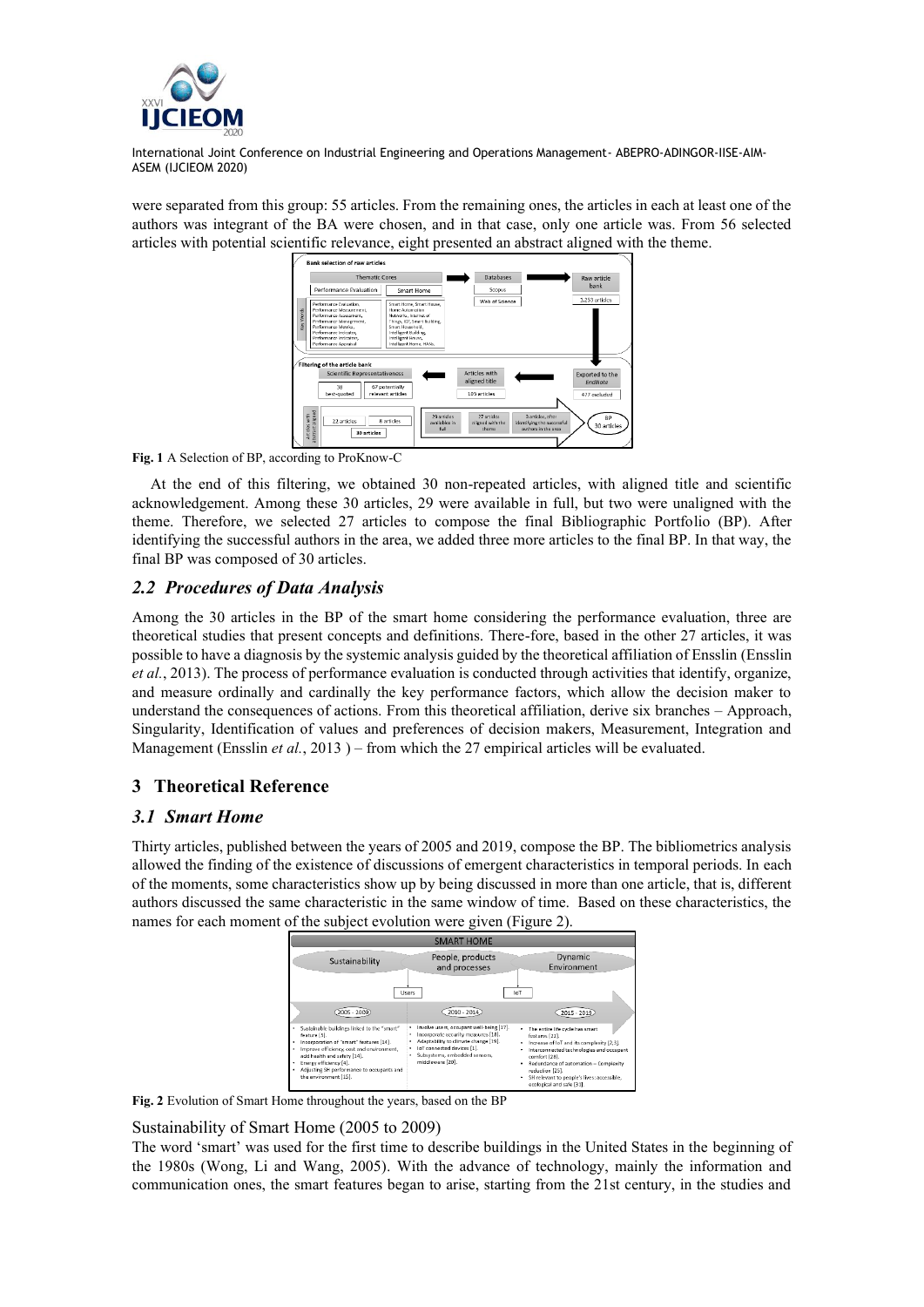were separated from this group: 55 articles. From the remaining ones, the articles in each at least one of the authors was integrant of the BA were chosen, and in that case, only one article was. From 56 selected articles with potential scientific relevance, eight presented an abstract aligned with the theme.

**Fig. 1** A Selection of BP, according to ProKnow-C

At the end of this filtering, we obtained 30 non-repeated articles, with aligned title and scientific acknowledgement. Among these 30 articles, 29 were available in full, but two were unaligned with the theme. Therefore, we selected 27 articles to compose the final Bibliographic Portfolio (BP). After identifying the successful authors in the area, we added three more articles to the final BP. In that way, the final BP was composed of 30 articles.

## *2.2 Procedures of Data Analysis*

Among the 30 articles in the BP of the smart home considering the performance evaluation, three are theoretical studies that present concepts and definitions. There-fore, based in the other 27 articles, it was possible to have a diagnosis by the systemic analysis guided by the theoretical affiliation of Ensslin (Ensslin *et al.*, 2013). The process of performance evaluation is conducted through activities that identify, organize, and measure ordinally and cardinally the key performance factors, which allow the decision maker to understand the consequences of actions. From this theoretical affiliation, derive six branches – Approach, Singularity, Identification of values and preferences of decision makers, Measurement, Integration and Management (Ensslin *et al.*, 2013 ) – from which the 27 empirical articles will be evaluated.

# 3 Theoretical Reference

## *3.1 Smart Home*

Thirty articles, published between the years of 2005 and 2019, compose the BP. The bibliometrics analysis allowed the finding of the existence of discussions of emergent characteristics in temporal periods. In each of the moments, some characteristics show up by being discussed in more than one article, that is, different authors discussed the same characteristic in the same window of time. Based on these characteristics, the names for each moment of the subject evolution were given (Figure 2).

**Fig. 2** Evolution of Smart Home throughout the years, based on the BP

### Sustainability of Smart Home (2005 to 2009)

The word 'smart' was used for the first time to describe buildings in the United States in the beginning of the 1980s (Wong, Li and Wang, 2005). With the advance of technology, mainly the information and communication ones, the smart features began to arise, starting from the 21st century, in the studies and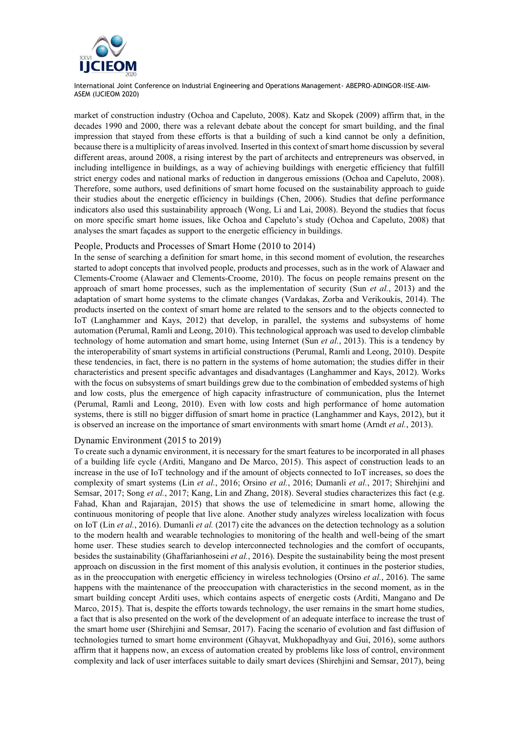market of construction industry (Ochoa and Capeluto, 2008). Katz and Skopek (2009) affirm that, in the decades 1990 and 2000, there was a relevant debate about the concept for smart building, and the final impression that stayed from these efforts is that a building of such a kind cannot be only a definition, because there is a multiplicity of areas involved. Inserted in this context of smart home discussion by several different areas, around 2008, a rising interest by the part of architects and entrepreneurs was observed, in including intelligence in buildings, as a way of achieving buildings with energetic efficiency that fulfill strict energy codes and national marks of reduction in dangerous emissions (Ochoa and Capeluto, 2008). Therefore, some authors, used definitions of smart home focused on the sustainability approach to guide their studies about the energetic efficiency in buildings (Chen, 2006). Studies that define performance indicators also used this sustainability approach (Wong, Li and Lai, 2008). Beyond the studies that focus on more specific smart home issues, like Ochoa and Capeluto's study (Ochoa and Capeluto, 2008) that analyses the smart façades as support to the energetic efficiency in buildings.

## People, Products and Processes of Smart Home (2010 to 2014)

In the sense of searching a definition for smart home, in this second moment of evolution, the researches started to adopt concepts that involved people, products and processes, such as in the work of Alawaer and Clements-Croome (Alawaer and Clements-Croome, 2010). The focus on people remains present on the approach of smart home processes, such as the implementation of security (Sun *et al.*, 2013) and the adaptation of smart home systems to the climate changes (Vardakas, Zorba and Verikoukis, 2014). The products inserted on the context of smart home are related to the sensors and to the objects connected to IoT (Langhammer and Kays, 2012) that develop, in parallel, the systems and subsystems of home automation (Perumal, Ramli and Leong, 2010). This technological approach was used to develop climbable technology of home automation and smart home, using Internet (Sun *et al.*, 2013). This is a tendency by the interoperability of smart systems in artificial constructions (Perumal, Ramli and Leong, 2010). Despite these tendencies, in fact, there is no pattern in the systems of home automation; the studies differ in their characteristics and present specific advantages and disadvantages (Langhammer and Kays, 2012). Works with the focus on subsystems of smart buildings grew due to the combination of embedded systems of high and low costs, plus the emergence of high capacity infrastructure of communication, plus the Internet (Perumal, Ramli and Leong, 2010). Even with low costs and high performance of home automation systems, there is still no bigger diffusion of smart home in practice (Langhammer and Kays, 2012), but it is observed an increase on the importance of smart environments with smart home (Arndt *et al.*, 2013).

## Dynamic Environment (2015 to 2019)

To create such a dynamic environment, it is necessary for the smart features to be incorporated in all phases of a building life cycle (Arditi, Mangano and De Marco, 2015). This aspect of construction leads to an increase in the use of IoT technology and if the amount of objects connected to IoT increases, so does the complexity of smart systems (Lin *et al.*, 2016; Orsino *et al.*, 2016; Dumanli *et al.*, 2017; Shirehjini and Semsar, 2017; Song *et al.*, 2017; Kang, Lin and Zhang, 2018). Several studies characterizes this fact (e.g. Fahad, Khan and Rajarajan, 2015) that shows the use of telemedicine in smart home, allowing the continuous monitoring of people that live alone. Another study analyzes wireless localization with focus on IoT (Lin *et al.*, 2016). Dumanli *et al.* (2017) cite the advances on the detection technology as a solution to the modern health and wearable technologies to monitoring of the health and well-being of the smart home user. These studies search to develop interconnected technologies and the comfort of occupants, besides the sustainability (Ghaffarianhoseini *et al.*, 2016). Despite the sustainability being the most present approach on discussion in the first moment of this analysis evolution, it continues in the posterior studies, as in the preoccupation with energetic efficiency in wireless technologies (Orsino *et al.*, 2016). The same happens with the maintenance of the preoccupation with characteristics in the second moment, as in the smart building concept Arditi uses, which contains aspects of energetic costs (Arditi, Mangano and De Marco, 2015). That is, despite the efforts towards technology, the user remains in the smart home studies, a fact that is also presented on the work of the development of an adequate interface to increase the trust of the smart home user (Shirehjini and Semsar, 2017). Facing the scenario of evolution and fast diffusion of technologies turned to smart home environment (Ghayvat, Mukhopadhyay and Gui, 2016), some authors affirm that it happens now, an excess of automation created by problems like loss of control, environment complexity and lack of user interfaces suitable to daily smart devices (Shirehjini and Semsar, 2017), being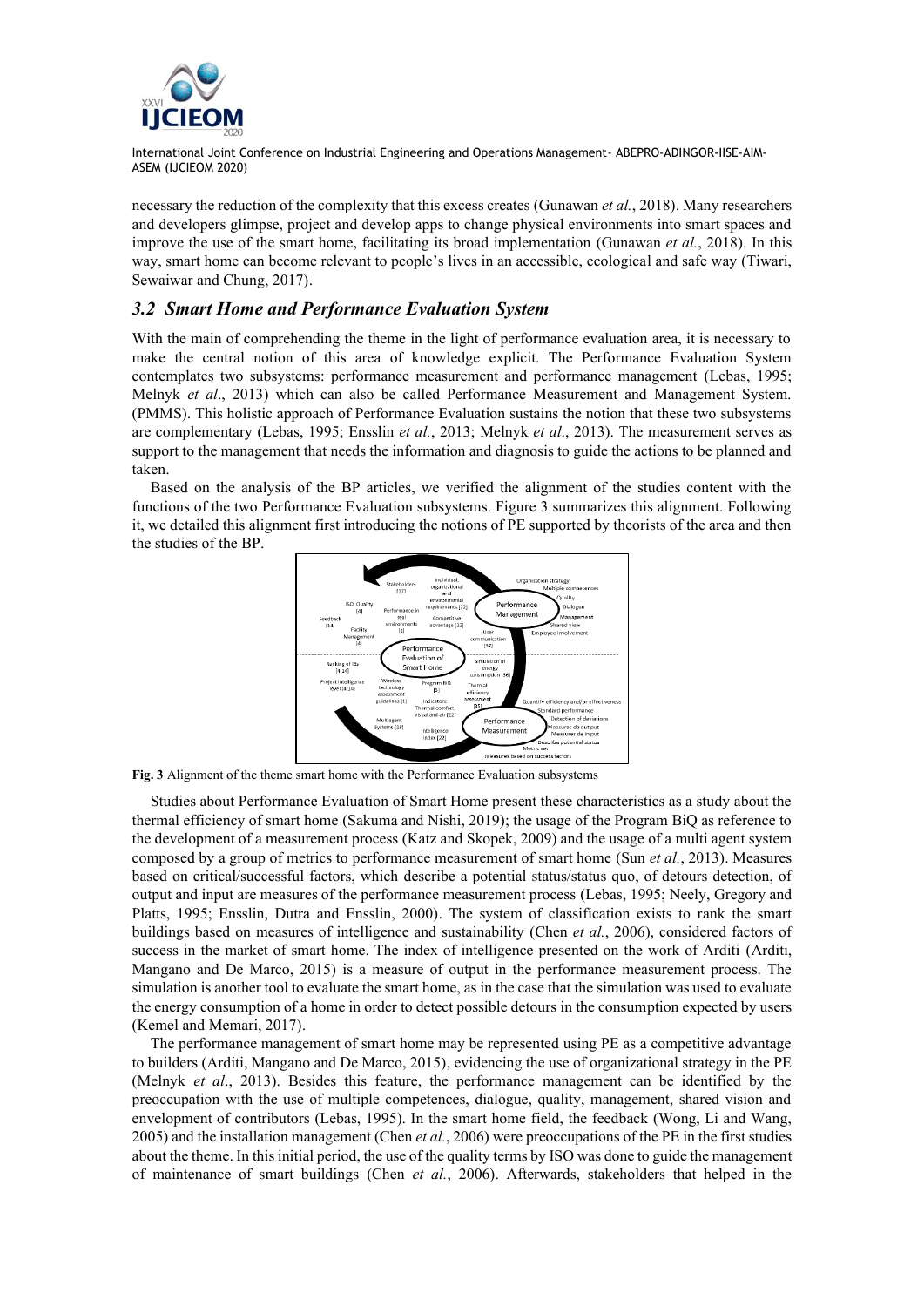necessary the reduction of the complexity that this excess creates (Gunawan *et al.*, 2018). Many researchers and developers glimpse, project and develop apps to change physical environments into smart spaces and improve the use of the smart home, facilitating its broad implementation (Gunawan *et al.*, 2018). In this way, smart home can become relevant to people's lives in an accessible, ecological and safe way (Tiwari, Sewaiwar and Chung, 2017).

### *3.2 Smart Home and Performance Evaluation System*

With the main of comprehending the theme in the light of performance evaluation area, it is necessary to make the central notion of this area of knowledge explicit. The Performance Evaluation System contemplates two subsystems: performance measurement and performance management (Lebas, 1995; Melnyk *et al*., 2013) which can also be called Performance Measurement and Management System. (PMMS). This holistic approach of Performance Evaluation sustains the notion that these two subsystems are complementary (Lebas, 1995; Ensslin *et al.*, 2013; Melnyk *et al*., 2013). The measurement serves as support to the management that needs the information and diagnosis to guide the actions to be planned and taken.

Based on the analysis of the BP articles, we verified the alignment of the studies content with the functions of the two Performance Evaluation subsystems. Figure 3 summarizes this alignment. Following it, we detailed this alignment first introducing the notions of PE supported by theorists of the area and then the studies of the BP.

**Fig. 3** Alignment of the theme smart home with the Performance Evaluation subsystems

Studies about Performance Evaluation of Smart Home present these characteristics as a study about the thermal efficiency of smart home (Sakuma and Nishi, 2019); the usage of the Program BiQ as reference to the development of a measurement process (Katz and Skopek, 2009) and the usage of a multi agent system composed by a group of metrics to performance measurement of smart home (Sun *et al.*, 2013). Measures based on critical/successful factors, which describe a potential status/status quo, of detours detection, of output and input are measures of the performance measurement process (Lebas, 1995; Neely, Gregory and Platts, 1995; Ensslin, Dutra and Ensslin, 2000). The system of classification exists to rank the smart buildings based on measures of intelligence and sustainability (Chen *et al.*, 2006), considered factors of success in the market of smart home. The index of intelligence presented on the work of Arditi (Arditi, Mangano and De Marco, 2015) is a measure of output in the performance measurement process. The simulation is another tool to evaluate the smart home, as in the case that the simulation was used to evaluate the energy consumption of a home in order to detect possible detours in the consumption expected by users (Kemel and Memari, 2017).

The performance management of smart home may be represented using PE as a competitive advantage to builders (Arditi, Mangano and De Marco, 2015), evidencing the use of organizational strategy in the PE (Melnyk *et al*., 2013). Besides this feature, the performance management can be identified by the preoccupation with the use of multiple competences, dialogue, quality, management, shared vision and envelopment of contributors (Lebas, 1995). In the smart home field, the feedback (Wong, Li and Wang, 2005) and the installation management (Chen *et al.*, 2006) were preoccupations of the PE in the first studies about the theme. In this initial period, the use of the quality terms by ISO was done to guide the management of maintenance of smart buildings (Chen *et al.*, 2006). Afterwards, stakeholders that helped in the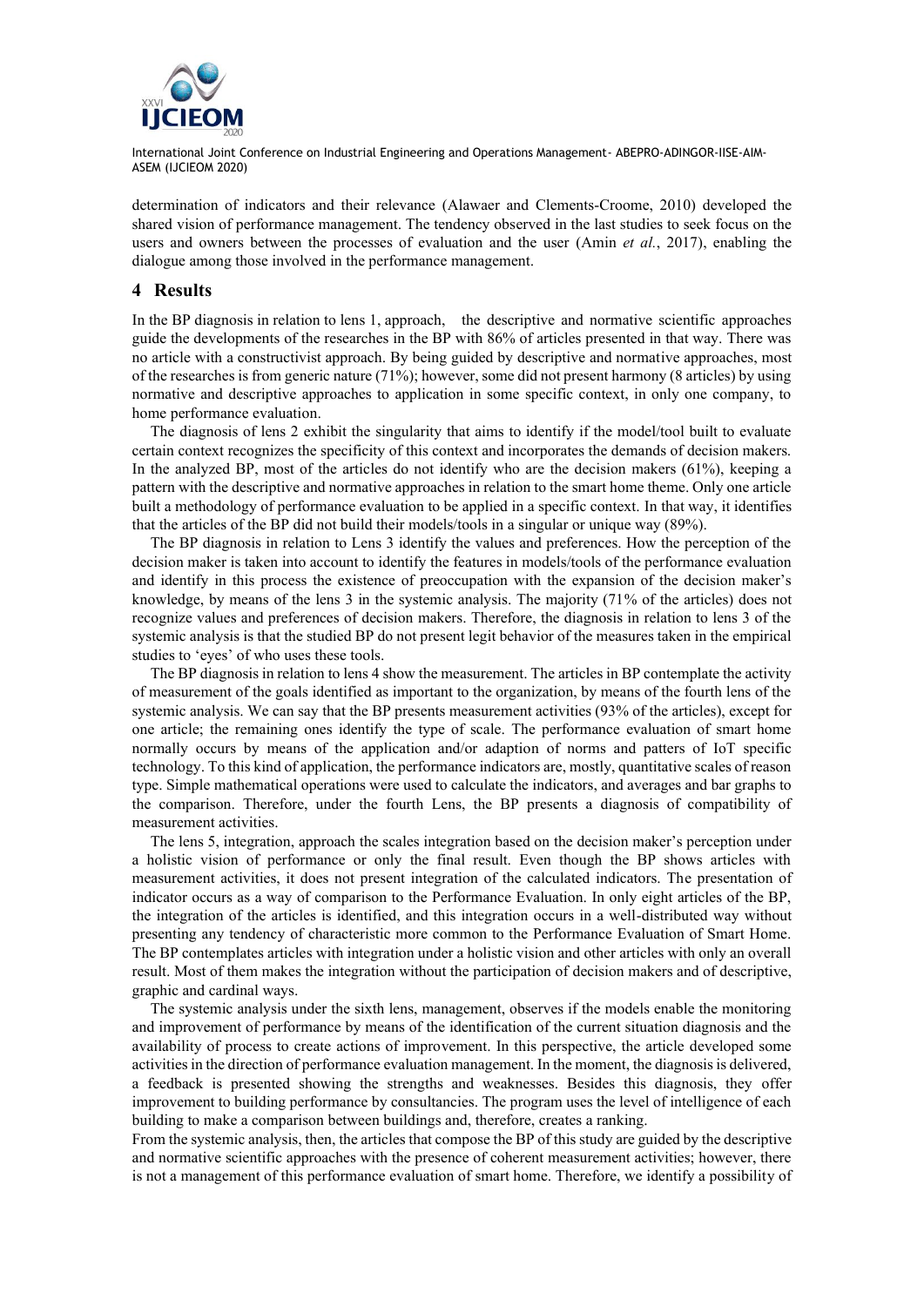determination of indicators and their relevance (Alawaer and Clements-Croome, 2010) developed the shared vision of performance management. The tendency observed in the last studies to seek focus on the users and owners between the processes of evaluation and the user (Amin *et al.*, 2017), enabling the dialogue among those involved in the performance management.

## 4 Results

In the BP diagnosis in relation to lens 1, approach, the descriptive and normative scientific approaches guide the developments of the researches in the BP with 86% of articles presented in that way. There was no article with a constructivist approach. By being guided by descriptive and normative approaches, most of the researches is from generic nature (71%); however, some did not present harmony (8 articles) by using normative and descriptive approaches to application in some specific context, in only one company, to home performance evaluation.

The diagnosis of lens 2 exhibit the singularity that aims to identify if the model/tool built to evaluate certain context recognizes the specificity of this context and incorporates the demands of decision makers. In the analyzed BP, most of the articles do not identify who are the decision makers (61%), keeping a pattern with the descriptive and normative approaches in relation to the smart home theme. Only one article built a methodology of performance evaluation to be applied in a specific context. In that way, it identifies that the articles of the BP did not build their models/tools in a singular or unique way (89%).

The BP diagnosis in relation to Lens 3 identify the values and preferences. How the perception of the decision maker is taken into account to identify the features in models/tools of the performance evaluation and identify in this process the existence of preoccupation with the expansion of the decision maker's knowledge, by means of the lens 3 in the systemic analysis. The majority (71% of the articles) does not recognize values and preferences of decision makers. Therefore, the diagnosis in relation to lens 3 of the systemic analysis is that the studied BP do not present legit behavior of the measures taken in the empirical studies to 'eyes' of who uses these tools.

The BP diagnosis in relation to lens 4 show the measurement. The articles in BP contemplate the activity of measurement of the goals identified as important to the organization, by means of the fourth lens of the systemic analysis. We can say that the BP presents measurement activities (93% of the articles), except for one article; the remaining ones identify the type of scale. The performance evaluation of smart home normally occurs by means of the application and/or adaption of norms and patters of IoT specific technology. To this kind of application, the performance indicators are, mostly, quantitative scales of reason type. Simple mathematical operations were used to calculate the indicators, and averages and bar graphs to the comparison. Therefore, under the fourth Lens, the BP presents a diagnosis of compatibility of measurement activities.

The lens 5, integration, approach the scales integration based on the decision maker's perception under a holistic vision of performance or only the final result. Even though the BP shows articles with measurement activities, it does not present integration of the calculated indicators. The presentation of indicator occurs as a way of comparison to the Performance Evaluation. In only eight articles of the BP, the integration of the articles is identified, and this integration occurs in a well-distributed way without presenting any tendency of characteristic more common to the Performance Evaluation of Smart Home. The BP contemplates articles with integration under a holistic vision and other articles with only an overall result. Most of them makes the integration without the participation of decision makers and of descriptive, graphic and cardinal ways.

The systemic analysis under the sixth lens, management, observes if the models enable the monitoring and improvement of performance by means of the identification of the current situation diagnosis and the availability of process to create actions of improvement. In this perspective, the article developed some activities in the direction of performance evaluation management. In the moment, the diagnosis is delivered, a feedback is presented showing the strengths and weaknesses. Besides this diagnosis, they offer improvement to building performance by consultancies. The program uses the level of intelligence of each building to make a comparison between buildings and, therefore, creates a ranking.

From the systemic analysis, then, the articles that compose the BP of this study are guided by the descriptive and normative scientific approaches with the presence of coherent measurement activities; however, there is not a management of this performance evaluation of smart home. Therefore, we identify a possibility of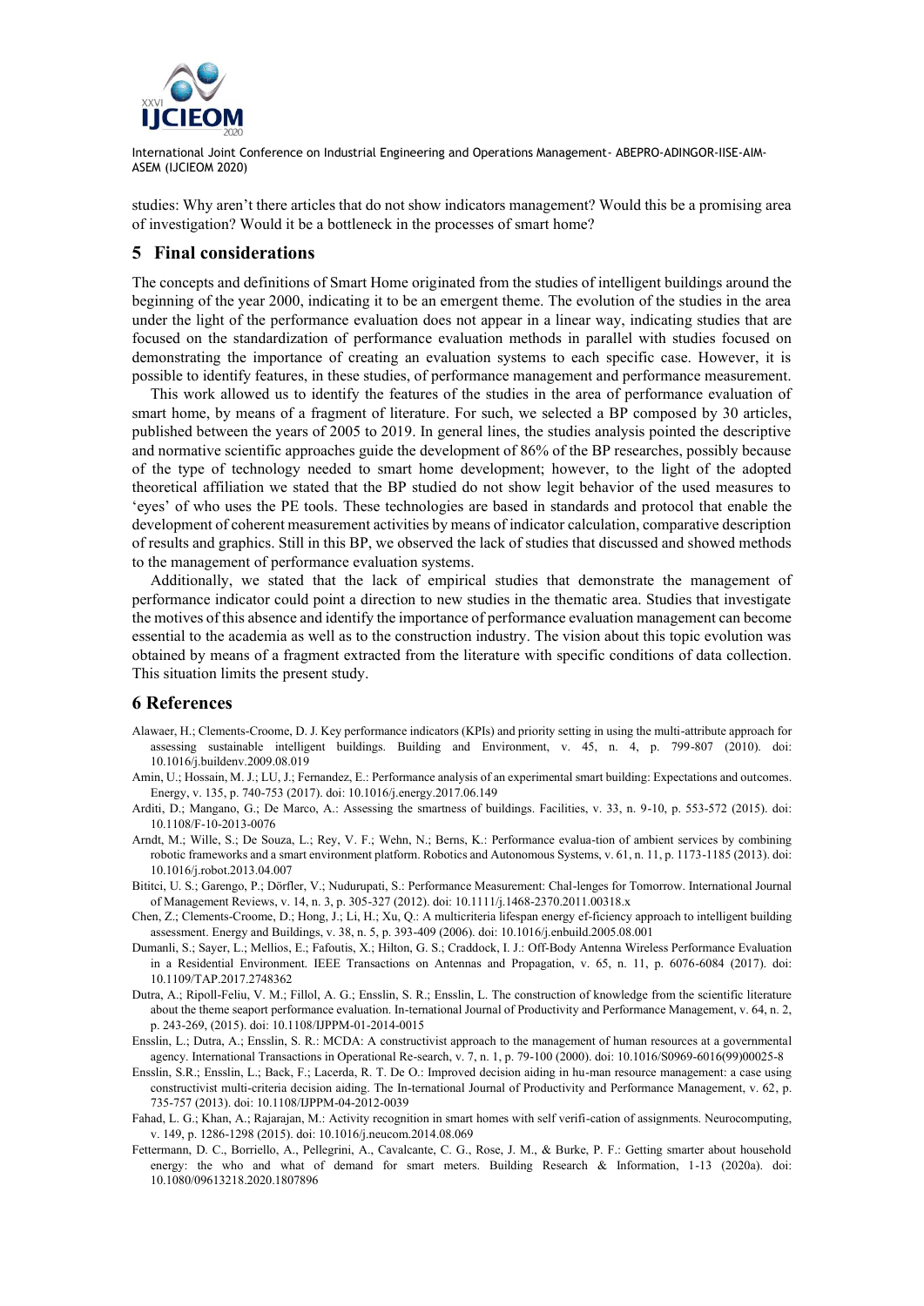studies: Why aren't there articles that do not show indicators management? Would this be a promising area of investigation? Would it be a bottleneck in the processes of smart home?

## 5 Final considerations

The concepts and definitions of Smart Home originated from the studies of intelligent buildings around the beginning of the year 2000, indicating it to be an emergent theme. The evolution of the studies in the area under the light of the performance evaluation does not appear in a linear way, indicating studies that are focused on the standardization of performance evaluation methods in parallel with studies focused on demonstrating the importance of creating an evaluation systems to each specific case. However, it is possible to identify features, in these studies, of performance management and performance measurement.

This work allowed us to identify the features of the studies in the area of performance evaluation of smart home, by means of a fragment of literature. For such, we selected a BP composed by 30 articles, published between the years of 2005 to 2019. In general lines, the studies analysis pointed the descriptive and normative scientific approaches guide the development of 86% of the BP researches, possibly because of the type of technology needed to smart home development; however, to the light of the adopted theoretical affiliation we stated that the BP studied do not show legit behavior of the used measures to 'eyes' of who uses the PE tools. These technologies are based in standards and protocol that enable the development of coherent measurement activities by means of indicator calculation, comparative description of results and graphics. Still in this BP, we observed the lack of studies that discussed and showed methods to the management of performance evaluation systems.

Additionally, we stated that the lack of empirical studies that demonstrate the management of performance indicator could point a direction to new studies in the thematic area. Studies that investigate the motives of this absence and identify the importance of performance evaluation management can become essential to the academia as well as to the construction industry. The vision about this topic evolution was obtained by means of a fragment extracted from the literature with specific conditions of data collection. This situation limits the present study.

## 6 References

Alawaer, H.; Clements-Croome, D. J. Key performance indicators (KPIs) and priority setting in using the multi-attribute approach for assessing sustainable intelligent buildings. Building and Environment, v. 45, n. 4, p. 799-807 (2010). doi: 10.1016/j.buildenv.2009.08.019

Amin, U.; Hossain, M. J.; LU, J.; Fernandez, E.: Performance analysis of an experimental smart building: Expectations and outcomes. Energy, v. 135, p. 740-753 (2017). doi: 10.1016/j.energy.2017.06.149

Arditi, D.; Mangano, G.; De Marco, A.: Assessing the smartness of buildings. Facilities, v. 33, n. 9-10, p. 553-572 (2015). doi: 10.1108/F-10-2013-0076

Arndt, M.; Wille, S.; De Souza, L.; Rey, V. F.; Wehn, N.; Berns, K.: Performance evalua-tion of ambient services by combining robotic frameworks and a smart environment platform. Robotics and Autonomous Systems, v. 61, n. 11, p. 1173-1185 (2013). doi: 10.1016/j.robot.2013.04.007

Bititci, U. S.; Garengo, P.; Dörfler, V.; Nudurupati, S.: Performance Measurement: Chal-lenges for Tomorrow. International Journal of Management Reviews, v. 14, n. 3, p. 305-327 (2012). doi: 10.1111/j.1468-2370.2011.00318.x

Chen, Z.; Clements-Croome, D.; Hong, J.; Li, H.; Xu, Q.: A multicriteria lifespan energy ef-ficiency approach to intelligent building assessment. Energy and Buildings, v. 38, n. 5, p. 393-409 (2006). doi: 10.1016/j.enbuild.2005.08.001

Dumanli, S.; Sayer, L.; Mellios, E.; Fafoutis, X.; Hilton, G. S.; Craddock, I. J.: Off-Body Antenna Wireless Performance Evaluation in a Residential Environment. IEEE Transactions on Antennas and Propagation, v. 65, n. 11, p. 6076-6084 (2017). doi: 10.1109/TAP.2017.2748362

Dutra, A.; Ripoll-Feliu, V. M.; Fillol, A. G.; Ensslin, S. R.; Ensslin, L. The construction of knowledge from the scientific literature about the theme seaport performance evaluation. In-ternational Journal of Productivity and Performance Management, v. 64, n. 2, p. 243-269, (2015). doi: 10.1108/IJPPM-01-2014-0015

Ensslin, L.; Dutra, A.; Ensslin, S. R.: MCDA: A constructivist approach to the management of human resources at a governmental agency. International Transactions in Operational Re-search, v. 7, n. 1, p. 79-100 (2000). doi: 10.1016/S0969-6016(99)00025-8

Ensslin, S.R.; Ensslin, L.; Back, F.; Lacerda, R. T. De O.: Improved decision aiding in hu-man resource management: a case using constructivist multi-criteria decision aiding. The In-ternational Journal of Productivity and Performance Management, v. 62, p. 735-757 (2013). doi: 10.1108/IJPPM-04-2012-0039

Fahad, L. G.; Khan, A.; Rajarajan, M.: Activity recognition in smart homes with self verifi-cation of assignments. Neurocomputing, v. 149, p. 1286-1298 (2015). doi: 10.1016/j.neucom.2014.08.069

Fettermann, D. C., Borriello, A., Pellegrini, A., Cavalcante, C. G., Rose, J. M., & Burke, P. F.: Getting smarter about household energy: the who and what of demand for smart meters. Building Research & Information, 1-13 (2020a). doi: 10.1080/09613218.2020.1807896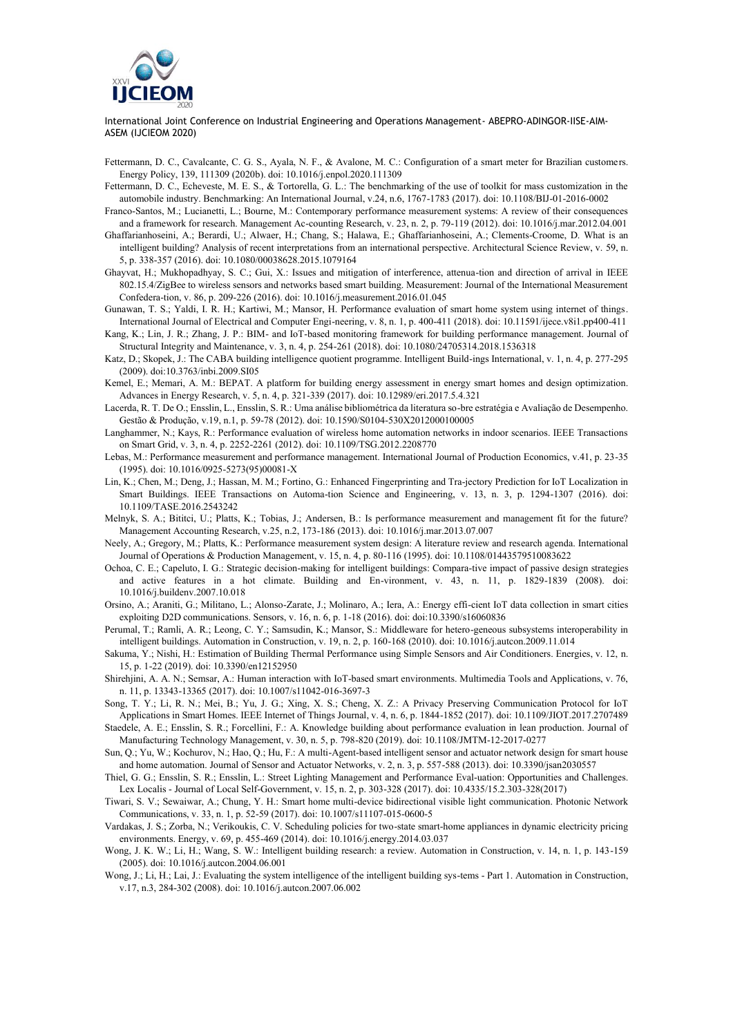Fettermann, D. C., Cavalcante, C. G. S., Ayala, N. F., & Avalone, M. C.: Configuration of a smart meter for Brazilian customers. Energy Policy, 139, 111309 (2020b). doi: 10.1016/j.enpol.2020.111309

Fettermann, D. C., Echeveste, M. E. S., & Tortorella, G. L.: The benchmarking of the use of toolkit for mass customization in the automobile industry. Benchmarking: An International Journal, v.24, n.6, 1767-1783 (2017). doi: 10.1108/BIJ-01-2016-0002

Franco-Santos, M.; Lucianetti, L.; Bourne, M.: Contemporary performance measurement systems: A review of their consequences and a framework for research. Management Ac-counting Research, v. 23, n. 2, p. 79-119 (2012). doi: 10.1016/j.mar.2012.04.001

Ghaffarianhoseini, A.; Berardi, U.; Alwaer, H.; Chang, S.; Halawa, E.; Ghaffarianhoseini, A.; Clements-Croome, D. What is an intelligent building? Analysis of recent interpretations from an international perspective. Architectural Science Review, v. 59, n. 5, p. 338-357 (2016). doi: 10.1080/00038628.2015.1079164

Ghayvat, H.; Mukhopadhyay, S. C.; Gui, X.: Issues and mitigation of interference, attenua-tion and direction of arrival in IEEE 802.15.4/ZigBee to wireless sensors and networks based smart building. Measurement: Journal of the International Measurement Confedera-tion, v. 86, p. 209-226 (2016). doi: 10.1016/j.measurement.2016.01.045

Gunawan, T. S.; Yaldi, I. R. H.; Kartiwi, M.; Mansor, H. Performance evaluation of smart home system using internet of things. International Journal of Electrical and Computer Engi-neering, v. 8, n. 1, p. 400-411 (2018). doi: 10.11591/ijece.v8i1.pp400-411

Kang, K.; Lin, J. R.; Zhang, J. P.: BIM- and IoT-based monitoring framework for building performance management. Journal of Structural Integrity and Maintenance, v. 3, n. 4, p. 254-261 (2018). doi: 10.1080/24705314.2018.1536318

Katz, D.; Skopek, J.: The CABA building intelligence quotient programme. Intelligent Build-ings International, v. 1, n. 4, p. 277-295 (2009). doi:10.3763/inbi.2009.SI05

Kemel, E.; Memari, A. M.: BEPAT. A platform for building energy assessment in energy smart homes and design optimization. Advances in Energy Research, v. 5, n. 4, p. 321-339 (2017). doi: 10.12989/eri.2017.5.4.321

Lacerda, R. T. De O.; Ensslin, L., Ensslin, S. R.: Uma análise bibliométrica da literatura so-bre estratégia e Avaliação de Desempenho. Gestão & Produção, v.19, n.1, p. 59-78 (2012). doi: 10.1590/S0104-530X2012000100005

Langhammer, N.; Kays, R.: Performance evaluation of wireless home automation networks in indoor scenarios. IEEE Transactions on Smart Grid, v. 3, n. 4, p. 2252-2261 (2012). doi: 10.1109/TSG.2012.2208770

Lebas, M.: Performance measurement and performance management. International Journal of Production Economics, v.41, p. 23-35 (1995). doi: 10.1016/0925-5273(95)00081-X

Lin, K.; Chen, M.; Deng, J.; Hassan, M. M.; Fortino, G.: Enhanced Fingerprinting and Tra-jectory Prediction for IoT Localization in Smart Buildings. IEEE Transactions on Automa-tion Science and Engineering, v. 13, n. 3, p. 1294-1307 (2016). doi: 10.1109/TASE.2016.2543242

Melnyk, S. A.; Bititci, U.; Platts, K.; Tobias, J.; Andersen, B.: Is performance measurement and management fit for the future? Management Accounting Research, v.25, n.2, 173-186 (2013). doi: 10.1016/j.mar.2013.07.007

Neely, A.; Gregory, M.; Platts, K.: Performance measurement system design: A literature review and research agenda. International Journal of Operations & Production Management, v. 15, n. 4, p. 80-116 (1995). doi: 10.1108/01443579510083622

Ochoa, C. E.; Capeluto, I. G.: Strategic decision-making for intelligent buildings: Compara-tive impact of passive design strategies and active features in a hot climate. Building and En-vironment, v. 43, n. 11, p. 1829-1839 (2008). doi: 10.1016/j.buildenv.2007.10.018

Orsino, A.; Araniti, G.; Militano, L.; Alonso-Zarate, J.; Molinaro, A.; Iera, A.: Energy effi-cient IoT data collection in smart cities exploiting D2D communications. Sensors, v. 16, n. 6, p. 1-18 (2016). doi: doi:10.3390/s16060836

Perumal, T.; Ramli, A. R.; Leong, C. Y.; Samsudin, K.; Mansor, S.: Middleware for hetero-geneous subsystems interoperability in intelligent buildings. Automation in Construction, v. 19, n. 2, p. 160-168 (2010). doi: 10.1016/j.autcon.2009.11.014

Sakuma, Y.; Nishi, H.: Estimation of Building Thermal Performance using Simple Sensors and Air Conditioners. Energies, v. 12, n. 15, p. 1-22 (2019). doi: 10.3390/en12152950

Shirehjini, A. A. N.; Semsar, A.: Human interaction with IoT-based smart environments. Multimedia Tools and Applications, v. 76, n. 11, p. 13343-13365 (2017). doi: 10.1007/s11042-016-3697-3

Song, T. Y.; Li, R. N.; Mei, B.; Yu, J. G.; Xing, X. S.; Cheng, X. Z.: A Privacy Preserving Communication Protocol for IoT Applications in Smart Homes. IEEE Internet of Things Journal, v. 4, n. 6, p. 1844-1852 (2017). doi: 10.1109/JIOT.2017.2707489

Staedele, A. E.; Ensslin, S. R.; Forcellini, F.: A. Knowledge building about performance evaluation in lean production. Journal of Manufacturing Technology Management, v. 30, n. 5, p. 798-820 (2019). doi: 10.1108/JMTM-12-2017-0277

Sun, Q.; Yu, W.; Kochurov, N.; Hao, Q.; Hu, F.: A multi-Agent-based intelligent sensor and actuator network design for smart house and home automation. Journal of Sensor and Actuator Networks, v. 2, n. 3, p. 557-588 (2013). doi: 10.3390/jsan2030557

Thiel, G. G.; Ensslin, S. R.; Ensslin, L.: Street Lighting Management and Performance Eval-uation: Opportunities and Challenges. Lex Localis - Journal of Local Self-Government, v. 15, n. 2, p. 303-328 (2017). doi: 10.4335/15.2.303-328(2017)

Tiwari, S. V.; Sewaiwar, A.; Chung, Y. H.: Smart home multi-device bidirectional visible light communication. Photonic Network Communications, v. 33, n. 1, p. 52-59 (2017). doi: 10.1007/s11107-015-0600-5

Vardakas, J. S.; Zorba, N.; Verikoukis, C. V. Scheduling policies for two-state smart-home appliances in dynamic electricity pricing environments. Energy, v. 69, p. 455-469 (2014). doi: 10.1016/j.energy.2014.03.037

Wong, J. K. W.; Li, H.; Wang, S. W.: Intelligent building research: a review. Automation in Construction, v. 14, n. 1, p. 143-159 (2005). doi: 10.1016/j.autcon.2004.06.001

Wong, J.; Li, H.; Lai, J.: Evaluating the system intelligence of the intelligent building sys-tems - Part 1. Automation in Construction, v.17, n.3, 284-302 (2008). doi: 10.1016/j.autcon.2007.06.002